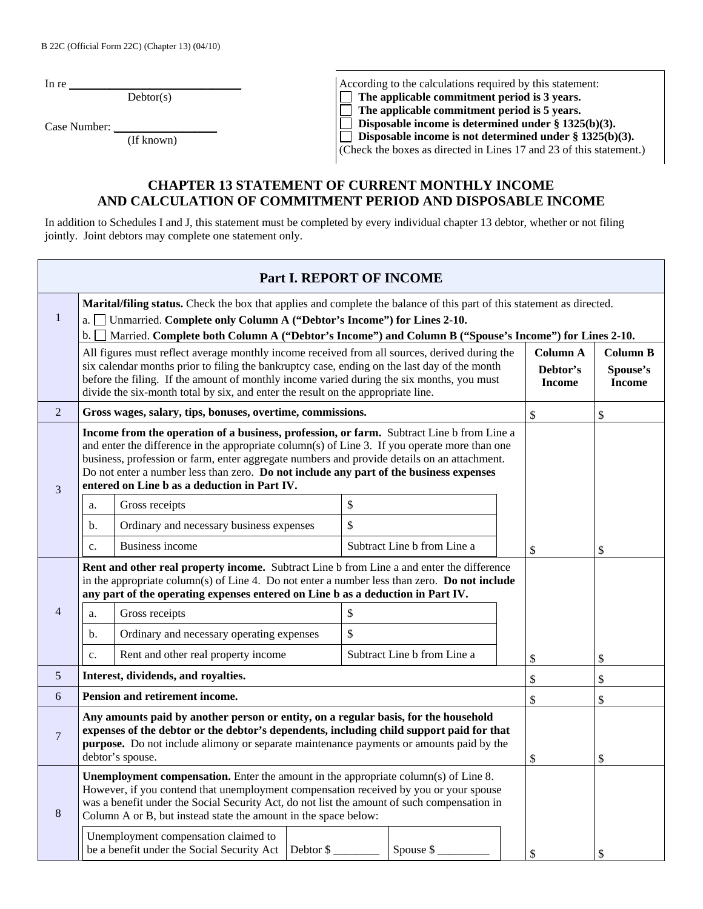B 22C (Official Form 22C) (Chapter 13) (04/10)

In re ______________________________
Debtor(s)

Case Number: __________________
(If known)

According to the calculations required by this statement:
☐ **The applicable commitment period is 3 years.**
☐ **The applicable commitment period is 5 years.**
☐ **Disposable income is determined under § 1325(b)(3).**
☐ **Disposable income is not determined under § 1325(b)(3).**
(Check the boxes as directed in Lines 17 and 23 of this statement.)

# CHAPTER 13 STATEMENT OF CURRENT MONTHLY INCOME AND CALCULATION OF COMMITMENT PERIOD AND DISPOSABLE INCOME

In addition to Schedules I and J, this statement must be completed by every individual chapter 13 debtor, whether or not filing jointly. Joint debtors may complete one statement only.

## Part I. REPORT OF INCOME

| Line | Description | Column A Debtor's Income | Column B Spouse's Income |
|---|---|---|---|
| 1 | **Marital/filing status.** Check the box that applies and complete the balance of this part of this statement as directed.<br>a. ☐ Unmarried. **Complete only Column A ("Debtor's Income") for Lines 2-10.**<br>b. ☐ Married. **Complete both Column A ("Debtor's Income") and Column B ("Spouse's Income") for Lines 2-10.**<br>All figures must reflect average monthly income received from all sources, derived during the six calendar months prior to filing the bankruptcy case, ending on the last day of the month before the filing. If the amount of monthly income varied during the six months, you must divide the six-month total by six, and enter the result on the appropriate line. | **Column A** **Debtor's Income** | **Column B** **Spouse's Income** |
| 2 | **Gross wages, salary, tips, bonuses, overtime, commissions.** | $ | $ |
| 3 | **Income from the operation of a business, profession, or farm.** Subtract Line b from Line a and enter the difference in the appropriate column(s) of Line 3. If you operate more than one business, profession or farm, enter aggregate numbers and provide details on an attachment. Do not enter a number less than zero. **Do not include any part of the business expenses entered on Line b as a deduction in Part IV.**<br>a. Gross receipts: $<br>b. Ordinary and necessary business expenses: $<br>c. Business income: Subtract Line b from Line a | $ | $ |
| 4 | **Rent and other real property income.** Subtract Line b from Line a and enter the difference in the appropriate column(s) of Line 4. Do not enter a number less than zero. **Do not include any part of the operating expenses entered on Line b as a deduction in Part IV.**<br>a. Gross receipts: $<br>b. Ordinary and necessary operating expenses: $<br>c. Rent and other real property income: Subtract Line b from Line a | $ | $ |
| 5 | **Interest, dividends, and royalties.** | $ | $ |
| 6 | **Pension and retirement income.** | $ | $ |
| 7 | **Any amounts paid by another person or entity, on a regular basis, for the household expenses of the debtor or the debtor's dependents, including child support paid for that purpose.** Do not include alimony or separate maintenance payments or amounts paid by the debtor's spouse. | $ | $ |
| 8 | **Unemployment compensation.** Enter the amount in the appropriate column(s) of Line 8. However, if you contend that unemployment compensation received by you or your spouse was a benefit under the Social Security Act, do not list the amount of such compensation in Column A or B, but instead state the amount in the space below:<br>Unemployment compensation claimed to be a benefit under the Social Security Act — Debtor $ ________ Spouse $ _________ | $ | $ |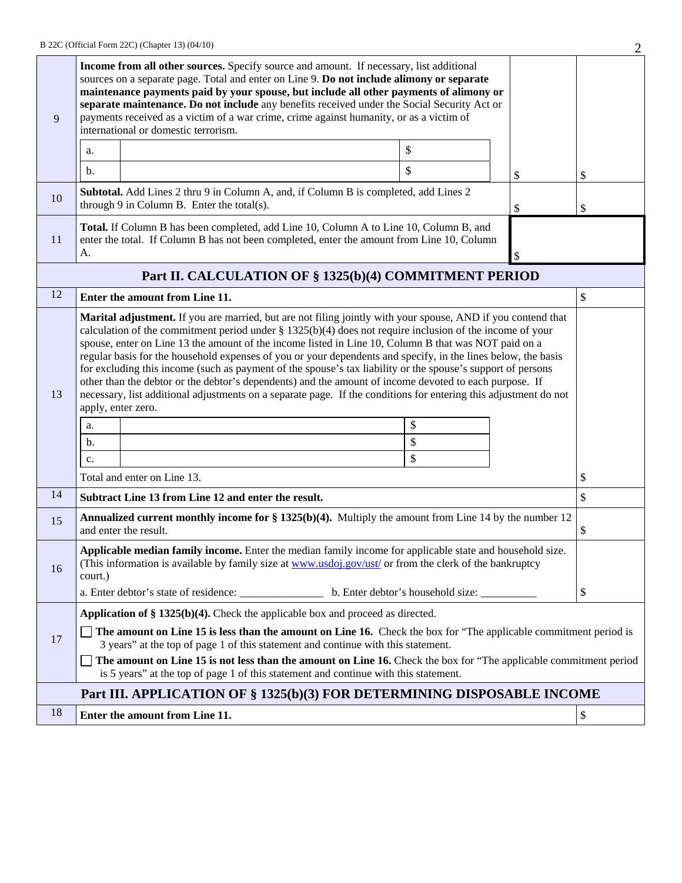| | | | |
|---|---|---|---|
| 9 | **Income from all other sources.** Specify source and amount. If necessary, list additional sources on a separate page. Total and enter on Line 9. **Do not include alimony or separate maintenance payments paid by your spouse, but include all other payments of alimony or separate maintenance. Do not include** any benefits received under the Social Security Act or payments received as a victim of a war crime, crime against humanity, or as a victim of international or domestic terrorism.<br>a. \_\_\_\_\_\_\_\_ $<br>b. \_\_\_\_\_\_\_\_ $ | $ | $ |
| 10 | **Subtotal.** Add Lines 2 thru 9 in Column A, and, if Column B is completed, add Lines 2 through 9 in Column B. Enter the total(s). | $ | $ |
| 11 | **Total.** If Column B has been completed, add Line 10, Column A to Line 10, Column B, and enter the total. If Column B has not been completed, enter the amount from Line 10, Column A. | $ | |

## Part II. CALCULATION OF § 1325(b)(4) COMMITMENT PERIOD

| | | |
|---|---|---|
| 12 | **Enter the amount from Line 11.** | $ |
| 13 | **Marital adjustment.** If you are married, but are not filing jointly with your spouse, AND if you contend that calculation of the commitment period under § 1325(b)(4) does not require inclusion of the income of your spouse, enter on Line 13 the amount of the income listed in Line 10, Column B that was NOT paid on a regular basis for the household expenses of you or your dependents and specify, in the lines below, the basis for excluding this income (such as payment of the spouse's tax liability or the spouse's support of persons other than the debtor or the debtor's dependents) and the amount of income devoted to each purpose. If necessary, list additional adjustments on a separate page. If the conditions for entering this adjustment do not apply, enter zero.<br>a. \_\_\_\_\_\_\_\_ $<br>b. \_\_\_\_\_\_\_\_ $<br>c. \_\_\_\_\_\_\_\_ $<br>Total and enter on Line 13. | $ |
| 14 | **Subtract Line 13 from Line 12 and enter the result.** | $ |
| 15 | **Annualized current monthly income for § 1325(b)(4).** Multiply the amount from Line 14 by the number 12 and enter the result. | $ |
| 16 | **Applicable median family income.** Enter the median family income for applicable state and household size. (This information is available by family size at www.usdoj.gov/ust/ or from the clerk of the bankruptcy court.)<br>a. Enter debtor's state of residence: \_\_\_\_\_\_\_\_\_\_\_\_\_\_\_ b. Enter debtor's household size: \_\_\_\_\_\_\_\_\_\_ | $ |
| 17 | **Application of § 1325(b)(4).** Check the applicable box and proceed as directed.<br>☐ **The amount on Line 15 is less than the amount on Line 16.** Check the box for "The applicable commitment period is 3 years" at the top of page 1 of this statement and continue with this statement.<br>☐ **The amount on Line 15 is not less than the amount on Line 16.** Check the box for "The applicable commitment period is 5 years" at the top of page 1 of this statement and continue with this statement. | |

## Part III. APPLICATION OF § 1325(b)(3) FOR DETERMINING DISPOSABLE INCOME

| | | |
|---|---|---|
| 18 | **Enter the amount from Line 11.** | $ |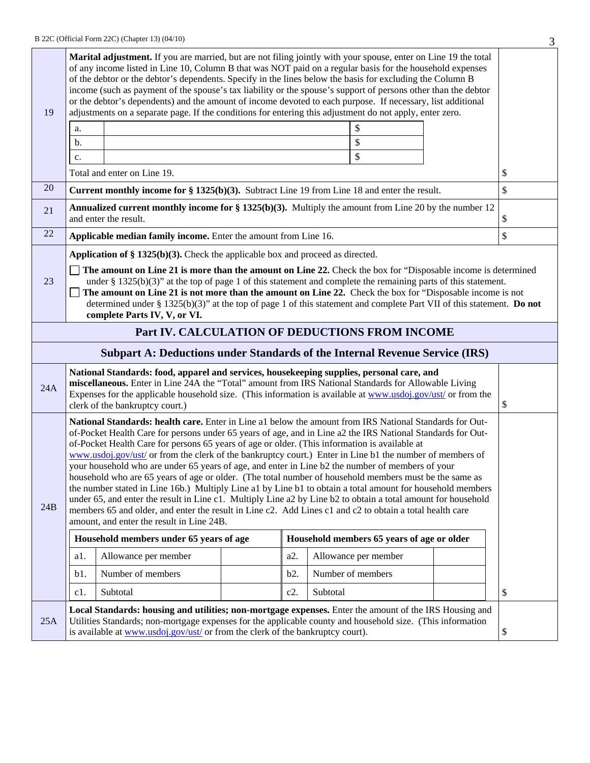| | | |
|---|---|---|
| 19 | **Marital adjustment.** If you are married, but are not filing jointly with your spouse, enter on Line 19 the total of any income listed in Line 10, Column B that was NOT paid on a regular basis for the household expenses of the debtor or the debtor's dependents. Specify in the lines below the basis for excluding the Column B income (such as payment of the spouse's tax liability or the spouse's support of persons other than the debtor or the debtor's dependents) and the amount of income devoted to each purpose. If necessary, list additional adjustments on a separate page. If the conditions for entering this adjustment do not apply, enter zero.<br><br>a. _______________ $<br>b. _______________ $<br>c. _______________ $<br><br>Total and enter on Line 19. | $ |
| 20 | **Current monthly income for § 1325(b)(3).** Subtract Line 19 from Line 18 and enter the result. | $ |
| 21 | **Annualized current monthly income for § 1325(b)(3).** Multiply the amount from Line 20 by the number 12 and enter the result. | $ |
| 22 | **Applicable median family income.** Enter the amount from Line 16. | $ |
| 23 | **Application of § 1325(b)(3).** Check the applicable box and proceed as directed.<br><br>☐ **The amount on Line 21 is more than the amount on Line 22.** Check the box for "Disposable income is determined under § 1325(b)(3)" at the top of page 1 of this statement and complete the remaining parts of this statement.<br>☐ **The amount on Line 21 is not more than the amount on Line 22.** Check the box for "Disposable income is not determined under § 1325(b)(3)" at the top of page 1 of this statement and complete Part VII of this statement. **Do not complete Parts IV, V, or VI.** | |

## Part IV. CALCULATION OF DEDUCTIONS FROM INCOME

### Subpart A: Deductions under Standards of the Internal Revenue Service (IRS)

| | | |
|---|---|---|
| 24A | **National Standards: food, apparel and services, housekeeping supplies, personal care, and miscellaneous.** Enter in Line 24A the "Total" amount from IRS National Standards for Allowable Living Expenses for the applicable household size. (This information is available at www.usdoj.gov/ust/ or from the clerk of the bankruptcy court.) | $ |
| 24B | **National Standards: health care.** Enter in Line a1 below the amount from IRS National Standards for Out-of-Pocket Health Care for persons under 65 years of age, and in Line a2 the IRS National Standards for Out-of-Pocket Health Care for persons 65 years of age or older. (This information is available at www.usdoj.gov/ust/ or from the clerk of the bankruptcy court.) Enter in Line b1 the number of members of your household who are under 65 years of age, and enter in Line b2 the number of members of your household who are 65 years of age or older. (The total number of household members must be the same as the number stated in Line 16b.) Multiply Line a1 by Line b1 to obtain a total amount for household members under 65, and enter the result in Line c1. Multiply Line a2 by Line b2 to obtain a total amount for household members 65 and older, and enter the result in Line c2. Add Lines c1 and c2 to obtain a total health care amount, and enter the result in Line 24B. | $ |
| 25A | **Local Standards: housing and utilities; non-mortgage expenses.** Enter the amount of the IRS Housing and Utilities Standards; non-mortgage expenses for the applicable county and household size. (This information is available at www.usdoj.gov/ust/ or from the clerk of the bankruptcy court). | $ |

Line 24B worksheet:

| **Household members under 65 years of age** | | | **Household members 65 years of age or older** | | |
|---|---|---|---|---|---|
| a1. | Allowance per member | | a2. | Allowance per member | |
| b1. | Number of members | | b2. | Number of members | |
| c1. | Subtotal | | c2. | Subtotal | |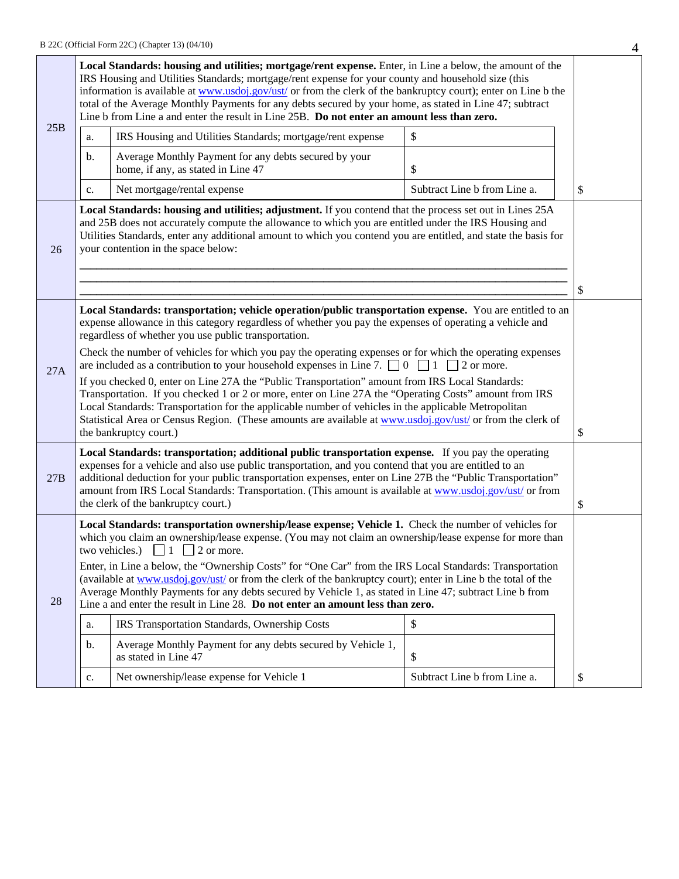| Line | Description | Amount |
|---|---|---|
| 25B | **Local Standards: housing and utilities; mortgage/rent expense.** Enter, in Line a below, the amount of the IRS Housing and Utilities Standards; mortgage/rent expense for your county and household size (this information is available at www.usdoj.gov/ust/ or from the clerk of the bankruptcy court); enter on Line b the total of the Average Monthly Payments for any debts secured by your home, as stated in Line 47; subtract Line b from Line a and enter the result in Line 25B. **Do not enter an amount less than zero.**<br><br>a. IRS Housing and Utilities Standards; mortgage/rent expense — $<br>b. Average Monthly Payment for any debts secured by your home, if any, as stated in Line 47 — $<br>c. Net mortgage/rental expense — Subtract Line b from Line a. | $ |
| 26 | **Local Standards: housing and utilities; adjustment.** If you contend that the process set out in Lines 25A and 25B does not accurately compute the allowance to which you are entitled under the IRS Housing and Utilities Standards, enter any additional amount to which you contend you are entitled, and state the basis for your contention in the space below:<br><br>\_\_\_\_\_\_\_\_\_\_\_\_\_\_\_\_\_\_\_\_\_\_\_\_\_\_\_\_\_\_\_\_\_\_\_\_\_\_\_\_<br>\_\_\_\_\_\_\_\_\_\_\_\_\_\_\_\_\_\_\_\_\_\_\_\_\_\_\_\_\_\_\_\_\_\_\_\_\_\_\_\_<br>\_\_\_\_\_\_\_\_\_\_\_\_\_\_\_\_\_\_\_\_\_\_\_\_\_\_\_\_\_\_\_\_\_\_\_\_\_\_\_\_ | $ |
| 27A | **Local Standards: transportation; vehicle operation/public transportation expense.** You are entitled to an expense allowance in this category regardless of whether you pay the expenses of operating a vehicle and regardless of whether you use public transportation.<br><br>Check the number of vehicles for which you pay the operating expenses or for which the operating expenses are included as a contribution to your household expenses in Line 7. ☐ 0 ☐ 1 ☐ 2 or more.<br><br>If you checked 0, enter on Line 27A the "Public Transportation" amount from IRS Local Standards: Transportation. If you checked 1 or 2 or more, enter on Line 27A the "Operating Costs" amount from IRS Local Standards: Transportation for the applicable number of vehicles in the applicable Metropolitan Statistical Area or Census Region. (These amounts are available at www.usdoj.gov/ust/ or from the clerk of the bankruptcy court.) | $ |
| 27B | **Local Standards: transportation; additional public transportation expense.** If you pay the operating expenses for a vehicle and also use public transportation, and you contend that you are entitled to an additional deduction for your public transportation expenses, enter on Line 27B the "Public Transportation" amount from IRS Local Standards: Transportation. (This amount is available at www.usdoj.gov/ust/ or from the clerk of the bankruptcy court.) | $ |
| 28 | **Local Standards: transportation ownership/lease expense; Vehicle 1.** Check the number of vehicles for which you claim an ownership/lease expense. (You may not claim an ownership/lease expense for more than two vehicles.) ☐ 1 ☐ 2 or more.<br><br>Enter, in Line a below, the "Ownership Costs" for "One Car" from the IRS Local Standards: Transportation (available at www.usdoj.gov/ust/ or from the clerk of the bankruptcy court); enter in Line b the total of the Average Monthly Payments for any debts secured by Vehicle 1, as stated in Line 47; subtract Line b from Line a and enter the result in Line 28. **Do not enter an amount less than zero.**<br><br>a. IRS Transportation Standards, Ownership Costs — $<br>b. Average Monthly Payment for any debts secured by Vehicle 1, as stated in Line 47 — $<br>c. Net ownership/lease expense for Vehicle 1 — Subtract Line b from Line a. | $ |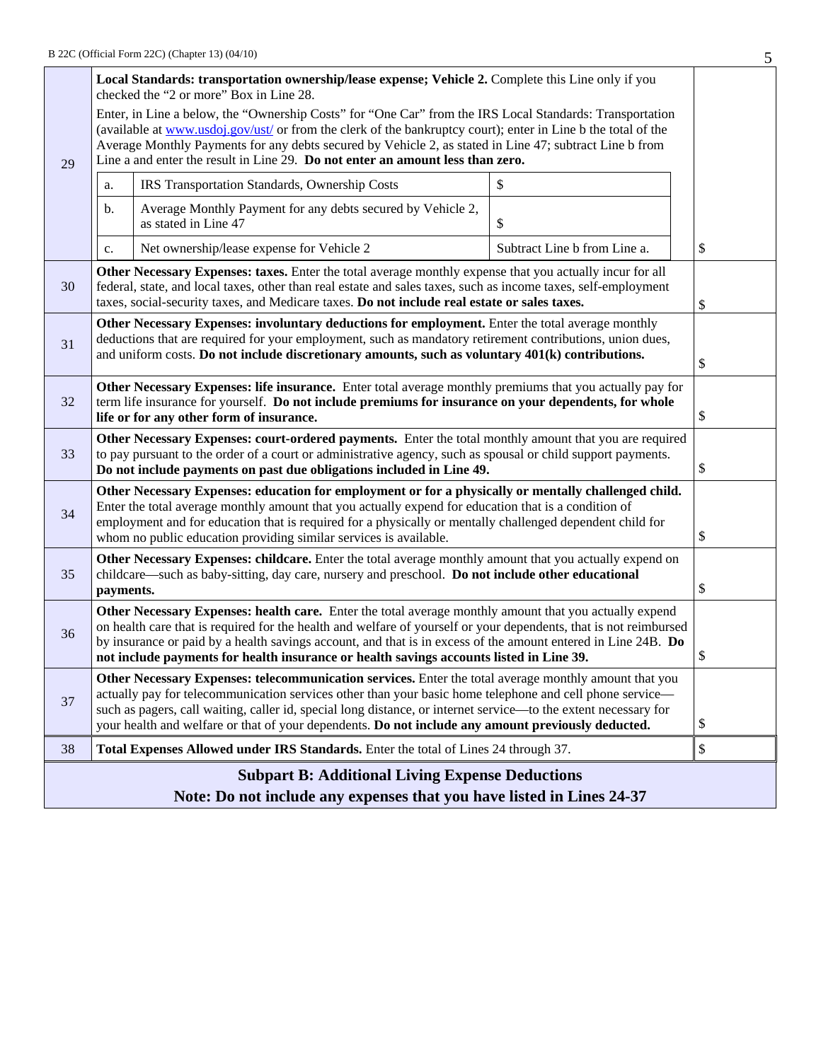| | | |
|---|---|---|
| 29 | **Local Standards: transportation ownership/lease expense; Vehicle 2.** Complete this Line only if you checked the "2 or more" Box in Line 28.<br><br>Enter, in Line a below, the "Ownership Costs" for "One Car" from the IRS Local Standards: Transportation (available at www.usdoj.gov/ust/ or from the clerk of the bankruptcy court); enter in Line b the total of the Average Monthly Payments for any debts secured by Vehicle 2, as stated in Line 47; subtract Line b from Line a and enter the result in Line 29. **Do not enter an amount less than zero.**<br><br>a. IRS Transportation Standards, Ownership Costs — $<br>b. Average Monthly Payment for any debts secured by Vehicle 2, as stated in Line 47 — $<br>c. Net ownership/lease expense for Vehicle 2 — Subtract Line b from Line a. | $ |
| 30 | **Other Necessary Expenses: taxes.** Enter the total average monthly expense that you actually incur for all federal, state, and local taxes, other than real estate and sales taxes, such as income taxes, self-employment taxes, social-security taxes, and Medicare taxes. **Do not include real estate or sales taxes.** | $ |
| 31 | **Other Necessary Expenses: involuntary deductions for employment.** Enter the total average monthly deductions that are required for your employment, such as mandatory retirement contributions, union dues, and uniform costs. **Do not include discretionary amounts, such as voluntary 401(k) contributions.** | $ |
| 32 | **Other Necessary Expenses: life insurance.** Enter total average monthly premiums that you actually pay for term life insurance for yourself. **Do not include premiums for insurance on your dependents, for whole life or for any other form of insurance.** | $ |
| 33 | **Other Necessary Expenses: court-ordered payments.** Enter the total monthly amount that you are required to pay pursuant to the order of a court or administrative agency, such as spousal or child support payments. **Do not include payments on past due obligations included in Line 49.** | $ |
| 34 | **Other Necessary Expenses: education for employment or for a physically or mentally challenged child.** Enter the total average monthly amount that you actually expend for education that is a condition of employment and for education that is required for a physically or mentally challenged dependent child for whom no public education providing similar services is available. | $ |
| 35 | **Other Necessary Expenses: childcare.** Enter the total average monthly amount that you actually expend on childcare—such as baby-sitting, day care, nursery and preschool. **Do not include other educational payments.** | $ |
| 36 | **Other Necessary Expenses: health care.** Enter the total average monthly amount that you actually expend on health care that is required for the health and welfare of yourself or your dependents, that is not reimbursed by insurance or paid by a health savings account, and that is in excess of the amount entered in Line 24B. **Do not include payments for health insurance or health savings accounts listed in Line 39.** | $ |
| 37 | **Other Necessary Expenses: telecommunication services.** Enter the total average monthly amount that you actually pay for telecommunication services other than your basic home telephone and cell phone service—such as pagers, call waiting, caller id, special long distance, or internet service—to the extent necessary for your health and welfare or that of your dependents. **Do not include any amount previously deducted.** | $ |
| 38 | **Total Expenses Allowed under IRS Standards.** Enter the total of Lines 24 through 37. | $ |

## Subpart B: Additional Living Expense Deductions

**Note: Do not include any expenses that you have listed in Lines 24-37**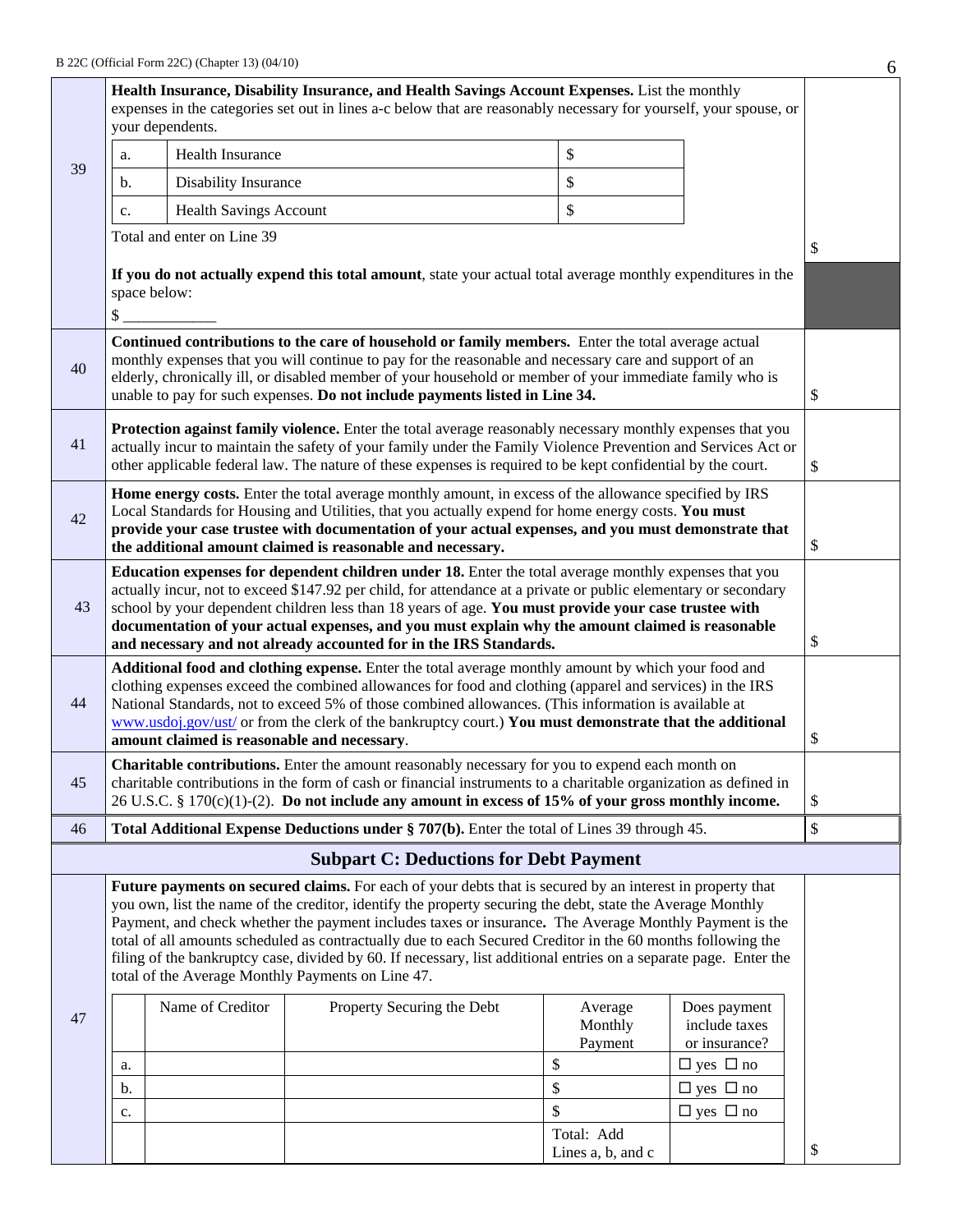| | | |
|---|---|---|
| 39 | **Health Insurance, Disability Insurance, and Health Savings Account Expenses.** List the monthly expenses in the categories set out in lines a-c below that are reasonably necessary for yourself, your spouse, or your dependents.<br><br>a. Health Insurance $<br>b. Disability Insurance $<br>c. Health Savings Account $<br><br>Total and enter on Line 39<br><br>**If you do not actually expend this total amount**, state your actual total average monthly expenditures in the space below:<br>$ ____________ | $ |
| 40 | **Continued contributions to the care of household or family members.** Enter the total average actual monthly expenses that you will continue to pay for the reasonable and necessary care and support of an elderly, chronically ill, or disabled member of your household or member of your immediate family who is unable to pay for such expenses. **Do not include payments listed in Line 34.** | $ |
| 41 | **Protection against family violence.** Enter the total average reasonably necessary monthly expenses that you actually incur to maintain the safety of your family under the Family Violence Prevention and Services Act or other applicable federal law. The nature of these expenses is required to be kept confidential by the court. | $ |
| 42 | **Home energy costs.** Enter the total average monthly amount, in excess of the allowance specified by IRS Local Standards for Housing and Utilities, that you actually expend for home energy costs. **You must provide your case trustee with documentation of your actual expenses, and you must demonstrate that the additional amount claimed is reasonable and necessary.** | $ |
| 43 | **Education expenses for dependent children under 18.** Enter the total average monthly expenses that you actually incur, not to exceed $147.92 per child, for attendance at a private or public elementary or secondary school by your dependent children less than 18 years of age. **You must provide your case trustee with documentation of your actual expenses, and you must explain why the amount claimed is reasonable and necessary and not already accounted for in the IRS Standards.** | $ |
| 44 | **Additional food and clothing expense.** Enter the total average monthly amount by which your food and clothing expenses exceed the combined allowances for food and clothing (apparel and services) in the IRS National Standards, not to exceed 5% of those combined allowances. (This information is available at www.usdoj.gov/ust/ or from the clerk of the bankruptcy court.) **You must demonstrate that the additional amount claimed is reasonable and necessary**. | $ |
| 45 | **Charitable contributions.** Enter the amount reasonably necessary for you to expend each month on charitable contributions in the form of cash or financial instruments to a charitable organization as defined in 26 U.S.C. § 170(c)(1)-(2). **Do not include any amount in excess of 15% of your gross monthly income.** | $ |
| 46 | **Total Additional Expense Deductions under § 707(b).** Enter the total of Lines 39 through 45. | $ |

## Subpart C: Deductions for Debt Payment

**47** — **Future payments on secured claims.** For each of your debts that is secured by an interest in property that you own, list the name of the creditor, identify the property securing the debt, state the Average Monthly Payment, and check whether the payment includes taxes or insurance**.** The Average Monthly Payment is the total of all amounts scheduled as contractually due to each Secured Creditor in the 60 months following the filing of the bankruptcy case, divided by 60. If necessary, list additional entries on a separate page. Enter the total of the Average Monthly Payments on Line 47.

| | Name of Creditor | Property Securing the Debt | Average Monthly Payment | Does payment include taxes or insurance? |
|---|---|---|---|---|
| a. | | | $ | ☐ yes ☐ no |
| b. | | | $ | ☐ yes ☐ no |
| c. | | | $ | ☐ yes ☐ no |
| | | | Total: Add Lines a, b, and c | |

$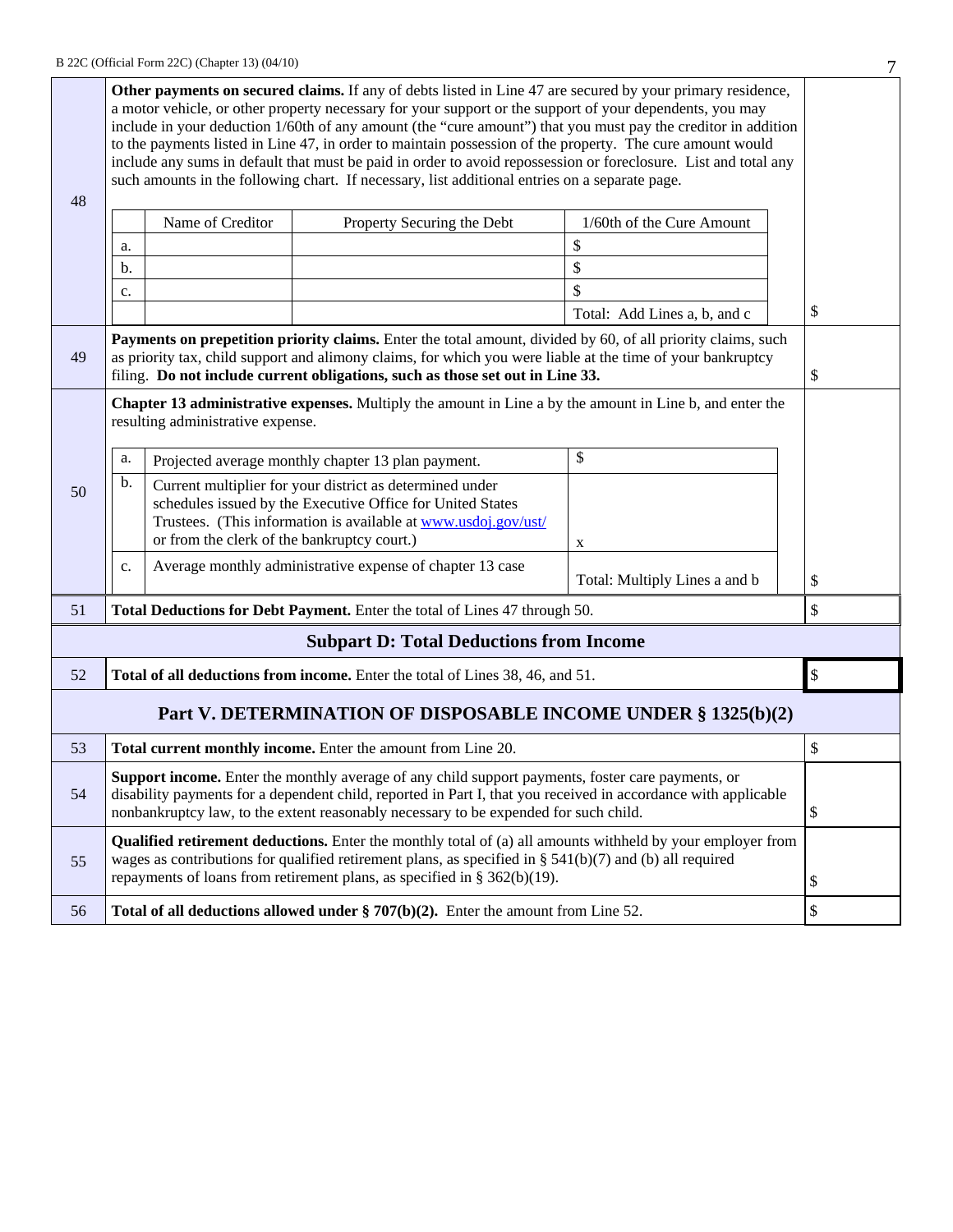| | | |
|---|---|---|
| 48 | **Other payments on secured claims.** If any of debts listed in Line 47 are secured by your primary residence, a motor vehicle, or other property necessary for your support or the support of your dependents, you may include in your deduction 1/60th of any amount (the "cure amount") that you must pay the creditor in addition to the payments listed in Line 47, in order to maintain possession of the property. The cure amount would include any sums in default that must be paid in order to avoid repossession or foreclosure. List and total any such amounts in the following chart. If necessary, list additional entries on a separate page.<br><br>\| \| Name of Creditor \| Property Securing the Debt \| 1/60th of the Cure Amount \|<br>\| a. \| \| \| $ \|<br>\| b. \| \| \| $ \|<br>\| c. \| \| \| $ \|<br>\| \| \| \| Total: Add Lines a, b, and c \| | $ |
| 49 | **Payments on prepetition priority claims.** Enter the total amount, divided by 60, of all priority claims, such as priority tax, child support and alimony claims, for which you were liable at the time of your bankruptcy filing. **Do not include current obligations, such as those set out in Line 33.** | $ |
| 50 | **Chapter 13 administrative expenses.** Multiply the amount in Line a by the amount in Line b, and enter the resulting administrative expense.<br><br>a. Projected average monthly chapter 13 plan payment. — $<br>b. Current multiplier for your district as determined under schedules issued by the Executive Office for United States Trustees. (This information is available at www.usdoj.gov/ust/ or from the clerk of the bankruptcy court.) — x<br>c. Average monthly administrative expense of chapter 13 case — Total: Multiply Lines a and b | $ |
| 51 | **Total Deductions for Debt Payment.** Enter the total of Lines 47 through 50. | $ |

## Subpart D: Total Deductions from Income

| | | |
|---|---|---|
| 52 | **Total of all deductions from income.** Enter the total of Lines 38, 46, and 51. | $ |

## Part V. DETERMINATION OF DISPOSABLE INCOME UNDER § 1325(b)(2)

| | | |
|---|---|---|
| 53 | **Total current monthly income.** Enter the amount from Line 20. | $ |
| 54 | **Support income.** Enter the monthly average of any child support payments, foster care payments, or disability payments for a dependent child, reported in Part I, that you received in accordance with applicable nonbankruptcy law, to the extent reasonably necessary to be expended for such child. | $ |
| 55 | **Qualified retirement deductions.** Enter the monthly total of (a) all amounts withheld by your employer from wages as contributions for qualified retirement plans, as specified in § 541(b)(7) and (b) all required repayments of loans from retirement plans, as specified in § 362(b)(19). | $ |
| 56 | **Total of all deductions allowed under § 707(b)(2).** Enter the amount from Line 52. | $ |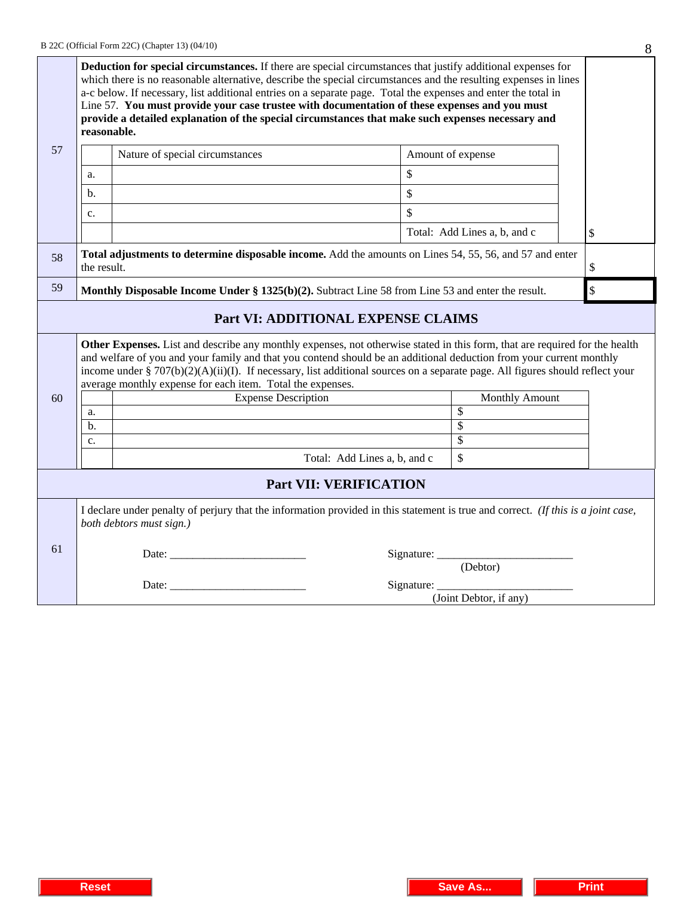| | | |
|---|---|---|
| 57 | **Deduction for special circumstances.** If there are special circumstances that justify additional expenses for which there is no reasonable alternative, describe the special circumstances and the resulting expenses in lines a-c below. If necessary, list additional entries on a separate page. Total the expenses and enter the total in Line 57. **You must provide your case trustee with documentation of these expenses and you must provide a detailed explanation of the special circumstances that make such expenses necessary and reasonable.** | |

| | Nature of special circumstances | Amount of expense |
|---|---|---|
| a. | | $ |
| b. | | $ |
| c. | | $ |
| | | Total: Add Lines a, b, and c |

| | | |
|---|---|---|
| 57 | Total | $ |
| 58 | **Total adjustments to determine disposable income.** Add the amounts on Lines 54, 55, 56, and 57 and enter the result. | $ |
| 59 | **Monthly Disposable Income Under § 1325(b)(2).** Subtract Line 58 from Line 53 and enter the result. | $ |

## Part VI: ADDITIONAL EXPENSE CLAIMS

**60** **Other Expenses.** List and describe any monthly expenses, not otherwise stated in this form, that are required for the health and welfare of you and your family and that you contend should be an additional deduction from your current monthly income under § 707(b)(2)(A)(ii)(I). If necessary, list additional sources on a separate page. All figures should reflect your average monthly expense for each item. Total the expenses.

| | Expense Description | Monthly Amount |
|---|---|---|
| a. | | $ |
| b. | | $ |
| c. | | $ |
| | Total: Add Lines a, b, and c | $ |

## Part VII: VERIFICATION

**61** I declare under penalty of perjury that the information provided in this statement is true and correct. *(If this is a joint case, both debtors must sign.)*

Date: ________________________ Signature: ________________________
(Debtor)

Date: ________________________ Signature: ________________________
(Joint Debtor, if any)